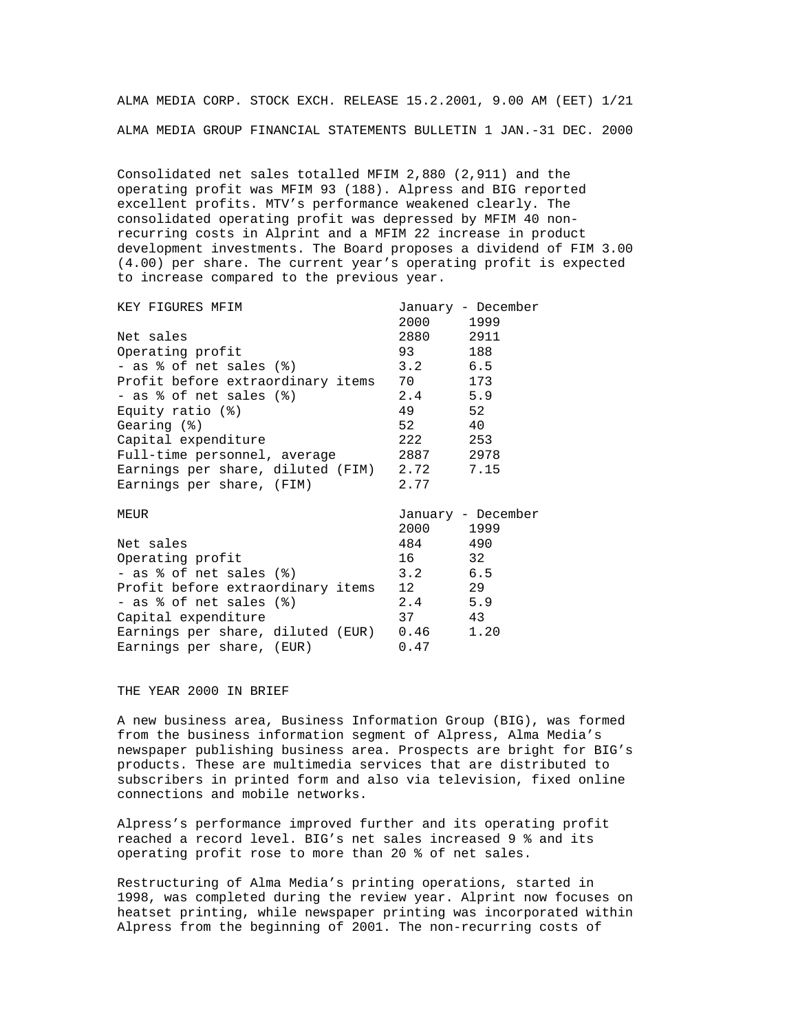ALMA MEDIA CORP. STOCK EXCH. RELEASE 15.2.2001, 9.00 AM (EET)

# ALMA MEDIA GROUP FINANCIAL STATEMENTS BULLETIN 1 JAN.-31 DEC. 2000

Consolidated net sales totalled MFIM 2,880 (2,911) and the operating profit was MFIM 93 (188). Alpress and BIG reported excellent profits. MTV's performance weakened clearly. The consolidated operating profit was depressed by MFIM 40 non-recurring costs in Alprint and a MFIM 22 increase in product development investments. The Board proposes a dividend of FIM 3.00 (4.00) per share. The current year's operating profit is expected to increase compared to the previous year.

| KEY FIGURES MFIM | January - December | |
|---|---|---|
| | 2000 | 1999 |
| Net sales | 2880 | 2911 |
| Operating profit | 93 | 188 |
| - as % of net sales (%) | 3.2 | 6.5 |
| Profit before extraordinary items | 70 | 173 |
| - as % of net sales (%) | 2.4 | 5.9 |
| Equity ratio (%) | 49 | 52 |
| Gearing (%) | 52 | 40 |
| Capital expenditure | 222 | 253 |
| Full-time personnel, average | 2887 | 2978 |
| Earnings per share, diluted (FIM) | 2.72 | 7.15 |
| Earnings per share, (FIM) | 2.77 | |

| MEUR | January - December | |
|---|---|---|
| | 2000 | 1999 |
| Net sales | 484 | 490 |
| Operating profit | 16 | 32 |
| - as % of net sales (%) | 3.2 | 6.5 |
| Profit before extraordinary items | 12 | 29 |
| - as % of net sales (%) | 2.4 | 5.9 |
| Capital expenditure | 37 | 43 |
| Earnings per share, diluted (EUR) | 0.46 | 1.20 |
| Earnings per share, (EUR) | 0.47 | |

## THE YEAR 2000 IN BRIEF

A new business area, Business Information Group (BIG), was formed from the business information segment of Alpress, Alma Media's newspaper publishing business area. Prospects are bright for BIG's products. These are multimedia services that are distributed to subscribers in printed form and also via television, fixed online connections and mobile networks.

Alpress's performance improved further and its operating profit reached a record level. BIG's net sales increased 9 % and its operating profit rose to more than 20 % of net sales.

Restructuring of Alma Media's printing operations, started in 1998, was completed during the review year. Alprint now focuses on heatset printing, while newspaper printing was incorporated within Alpress from the beginning of 2001. The non-recurring costs of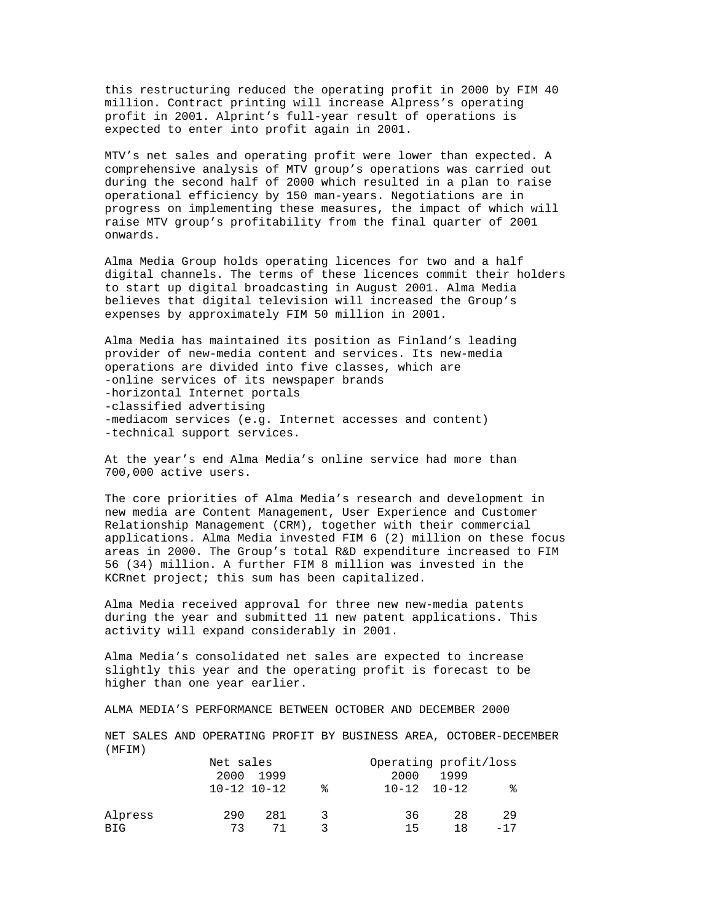this restructuring reduced the operating profit in 2000 by FIM 40 million. Contract printing will increase Alpress's operating profit in 2001. Alprint's full-year result of operations is expected to enter into profit again in 2001.

MTV's net sales and operating profit were lower than expected. A comprehensive analysis of MTV group's operations was carried out during the second half of 2000 which resulted in a plan to raise operational efficiency by 150 man-years. Negotiations are in progress on implementing these measures, the impact of which will raise MTV group's profitability from the final quarter of 2001 onwards.

Alma Media Group holds operating licences for two and a half digital channels. The terms of these licences commit their holders to start up digital broadcasting in August 2001. Alma Media believes that digital television will increased the Group's expenses by approximately FIM 50 million in 2001.

Alma Media has maintained its position as Finland's leading provider of new-media content and services. Its new-media operations are divided into five classes, which are
- online services of its newspaper brands
- horizontal Internet portals
- classified advertising
- mediacom services (e.g. Internet accesses and content)
- technical support services.

At the year's end Alma Media's online service had more than 700,000 active users.

The core priorities of Alma Media's research and development in new media are Content Management, User Experience and Customer Relationship Management (CRM), together with their commercial applications. Alma Media invested FIM 6 (2) million on these focus areas in 2000. The Group's total R&D expenditure increased to FIM 56 (34) million. A further FIM 8 million was invested in the KCRnet project; this sum has been capitalized.

Alma Media received approval for three new new-media patents during the year and submitted 11 new patent applications. This activity will expand considerably in 2001.

Alma Media's consolidated net sales are expected to increase slightly this year and the operating profit is forecast to be higher than one year earlier.

ALMA MEDIA'S PERFORMANCE BETWEEN OCTOBER AND DECEMBER 2000

NET SALES AND OPERATING PROFIT BY BUSINESS AREA, OCTOBER-DECEMBER (MFIM)

| | Net sales | | | Operating profit/loss | | |
|---|---|---|---|---|---|---|
| | 2000 10-12 | 1999 10-12 | % | 2000 10-12 | 1999 10-12 | % |
| Alpress | 290 | 281 | 3 | 36 | 28 | 29 |
| BIG | 73 | 71 | 3 | 15 | 18 | -17 |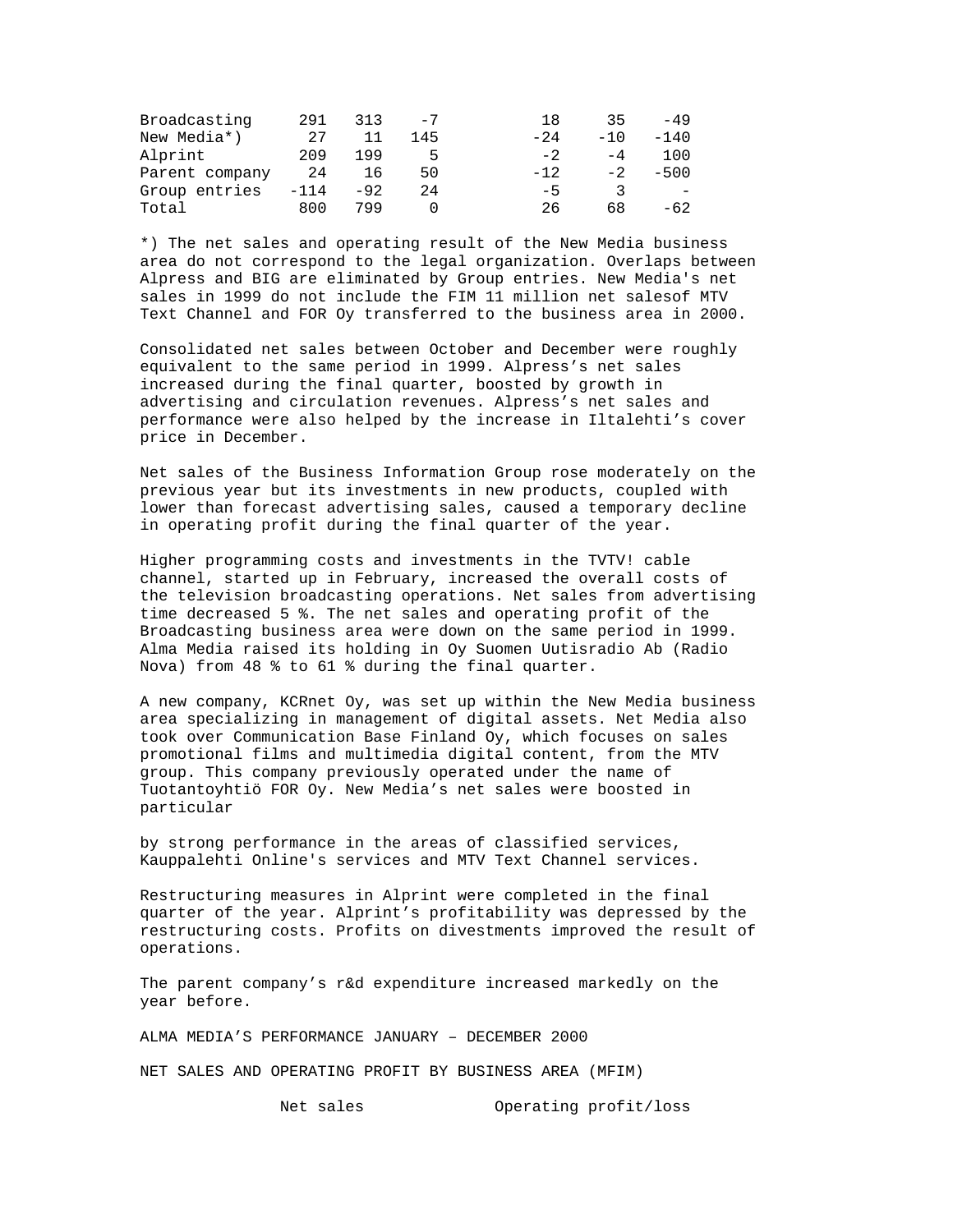| | | | | | | |
|---|---|---|---|---|---|---|
| Broadcasting | 291 | 313 | -7 | 18 | 35 | -49 |
| New Media*) | 27 | 11 | 145 | -24 | -10 | -140 |
| Alprint | 209 | 199 | 5 | -2 | -4 | 100 |
| Parent company | 24 | 16 | 50 | -12 | -2 | -500 |
| Group entries | -114 | -92 | 24 | -5 | 3 | - |
| Total | 800 | 799 | 0 | 26 | 68 | -62 |

*) The net sales and operating result of the New Media business area do not correspond to the legal organization. Overlaps between Alpress and BIG are eliminated by Group entries. New Media's net sales in 1999 do not include the FIM 11 million net salesof MTV Text Channel and FOR Oy transferred to the business area in 2000.

Consolidated net sales between October and December were roughly equivalent to the same period in 1999. Alpress's net sales increased during the final quarter, boosted by growth in advertising and circulation revenues. Alpress's net sales and performance were also helped by the increase in Iltalehti's cover price in December.

Net sales of the Business Information Group rose moderately on the previous year but its investments in new products, coupled with lower than forecast advertising sales, caused a temporary decline in operating profit during the final quarter of the year.

Higher programming costs and investments in the TVTV! cable channel, started up in February, increased the overall costs of the television broadcasting operations. Net sales from advertising time decreased 5 %. The net sales and operating profit of the Broadcasting business area were down on the same period in 1999. Alma Media raised its holding in Oy Suomen Uutisradio Ab (Radio Nova) from 48 % to 61 % during the final quarter.

A new company, KCRnet Oy, was set up within the New Media business area specializing in management of digital assets. Net Media also took over Communication Base Finland Oy, which focuses on sales promotional films and multimedia digital content, from the MTV group. This company previously operated under the name of Tuotantoyhtiö FOR Oy. New Media's net sales were boosted in particular

by strong performance in the areas of classified services, Kauppalehti Online's services and MTV Text Channel services.

Restructuring measures in Alprint were completed in the final quarter of the year. Alprint's profitability was depressed by the restructuring costs. Profits on divestments improved the result of operations.

The parent company's r&d expenditure increased markedly on the year before.

ALMA MEDIA'S PERFORMANCE JANUARY – DECEMBER 2000

NET SALES AND OPERATING PROFIT BY BUSINESS AREA (MFIM)

| | Net sales | | | Operating profit/loss | | |
|---|---|---|---|---|---|---|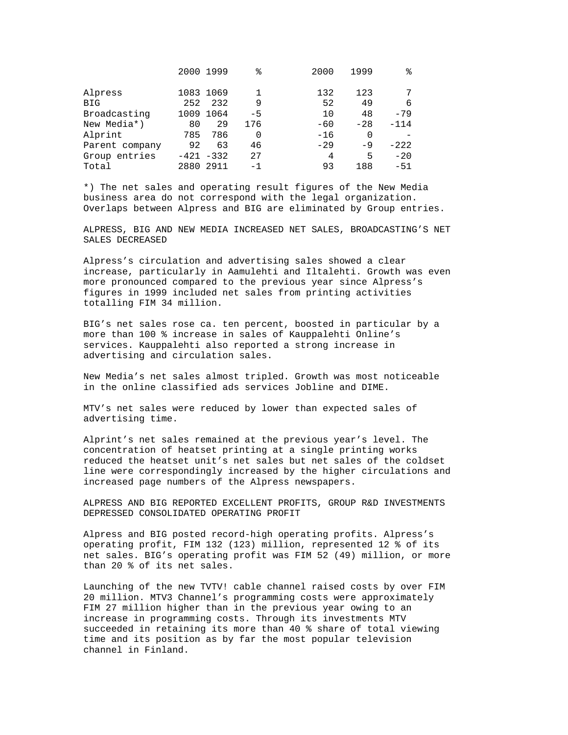| | 2000 | 1999 | % | 2000 | 1999 | % |
|---|---|---|---|---|---|---|
| Alpress | 1083 | 1069 | 1 | 132 | 123 | 7 |
| BIG | 252 | 232 | 9 | 52 | 49 | 6 |
| Broadcasting | 1009 | 1064 | -5 | 10 | 48 | -79 |
| New Media*) | 80 | 29 | 176 | -60 | -28 | -114 |
| Alprint | 785 | 786 | 0 | -16 | 0 | - |
| Parent company | 92 | 63 | 46 | -29 | -9 | -222 |
| Group entries | -421 | -332 | 27 | 4 | 5 | -20 |
| Total | 2880 | 2911 | -1 | 93 | 188 | -51 |

*) The net sales and operating result figures of the New Media business area do not correspond with the legal organization. Overlaps between Alpress and BIG are eliminated by Group entries.

ALPRESS, BIG AND NEW MEDIA INCREASED NET SALES, BROADCASTING'S NET SALES DECREASED

Alpress's circulation and advertising sales showed a clear increase, particularly in Aamulehti and Iltalehti. Growth was even more pronounced compared to the previous year since Alpress's figures in 1999 included net sales from printing activities totalling FIM 34 million.

BIG's net sales rose ca. ten percent, boosted in particular by a more than 100 % increase in sales of Kauppalehti Online's services. Kauppalehti also reported a strong increase in advertising and circulation sales.

New Media's net sales almost tripled. Growth was most noticeable in the online classified ads services Jobline and DIME.

MTV's net sales were reduced by lower than expected sales of advertising time.

Alprint's net sales remained at the previous year's level. The concentration of heatset printing at a single printing works reduced the heatset unit's net sales but net sales of the coldset line were correspondingly increased by the higher circulations and increased page numbers of the Alpress newspapers.

ALPRESS AND BIG REPORTED EXCELLENT PROFITS, GROUP R&D INVESTMENTS DEPRESSED CONSOLIDATED OPERATING PROFIT

Alpress and BIG posted record-high operating profits. Alpress's operating profit, FIM 132 (123) million, represented 12 % of its net sales. BIG's operating profit was FIM 52 (49) million, or more than 20 % of its net sales.

Launching of the new TVTV! cable channel raised costs by over FIM 20 million. MTV3 Channel's programming costs were approximately FIM 27 million higher than in the previous year owing to an increase in programming costs. Through its investments MTV succeeded in retaining its more than 40 % share of total viewing time and its position as by far the most popular television channel in Finland.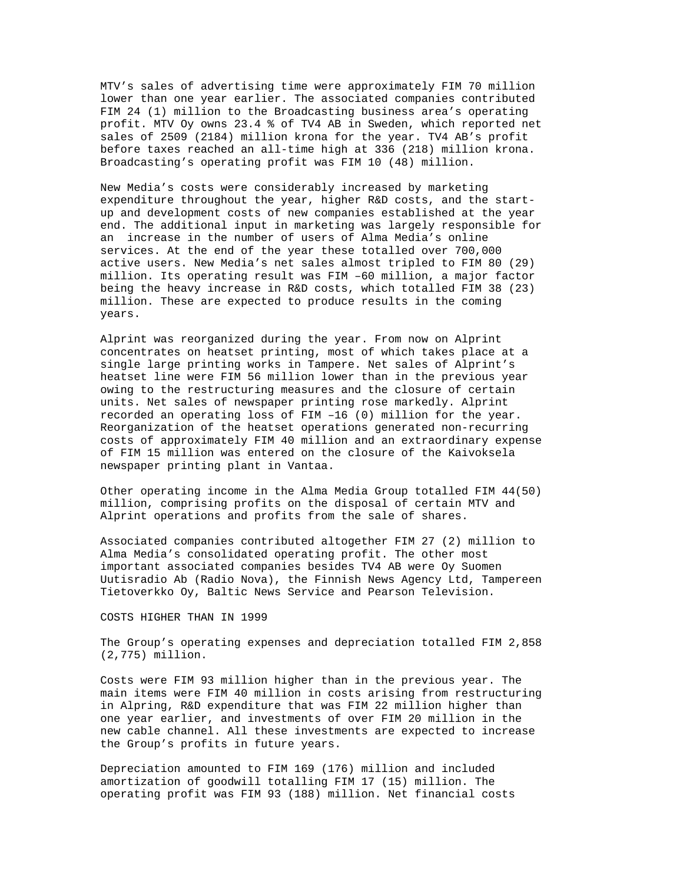MTV’s sales of advertising time were approximately FIM 70 million lower than one year earlier. The associated companies contributed FIM 24 (1) million to the Broadcasting business area’s operating profit. MTV Oy owns 23.4 % of TV4 AB in Sweden, which reported net sales of 2509 (2184) million krona for the year. TV4 AB’s profit before taxes reached an all-time high at 336 (218) million krona. Broadcasting’s operating profit was FIM 10 (48) million.

New Media’s costs were considerably increased by marketing expenditure throughout the year, higher R&D costs, and the start-up and development costs of new companies established at the year end. The additional input in marketing was largely responsible for an increase in the number of users of Alma Media’s online services. At the end of the year these totalled over 700,000 active users. New Media’s net sales almost tripled to FIM 80 (29) million. Its operating result was FIM –60 million, a major factor being the heavy increase in R&D costs, which totalled FIM 38 (23) million. These are expected to produce results in the coming years.

Alprint was reorganized during the year. From now on Alprint concentrates on heatset printing, most of which takes place at a single large printing works in Tampere. Net sales of Alprint’s heatset line were FIM 56 million lower than in the previous year owing to the restructuring measures and the closure of certain units. Net sales of newspaper printing rose markedly. Alprint recorded an operating loss of FIM –16 (0) million for the year. Reorganization of the heatset operations generated non-recurring costs of approximately FIM 40 million and an extraordinary expense of FIM 15 million was entered on the closure of the Kaivoksela newspaper printing plant in Vantaa.

Other operating income in the Alma Media Group totalled FIM 44(50) million, comprising profits on the disposal of certain MTV and Alprint operations and profits from the sale of shares.

Associated companies contributed altogether FIM 27 (2) million to Alma Media’s consolidated operating profit. The other most important associated companies besides TV4 AB were Oy Suomen Uutisradio Ab (Radio Nova), the Finnish News Agency Ltd, Tampereen Tietoverkko Oy, Baltic News Service and Pearson Television.

COSTS HIGHER THAN IN 1999

The Group’s operating expenses and depreciation totalled FIM 2,858 (2,775) million.

Costs were FIM 93 million higher than in the previous year. The main items were FIM 40 million in costs arising from restructuring in Alpring, R&D expenditure that was FIM 22 million higher than one year earlier, and investments of over FIM 20 million in the new cable channel. All these investments are expected to increase the Group’s profits in future years.

Depreciation amounted to FIM 169 (176) million and included amortization of goodwill totalling FIM 17 (15) million. The operating profit was FIM 93 (188) million. Net financial costs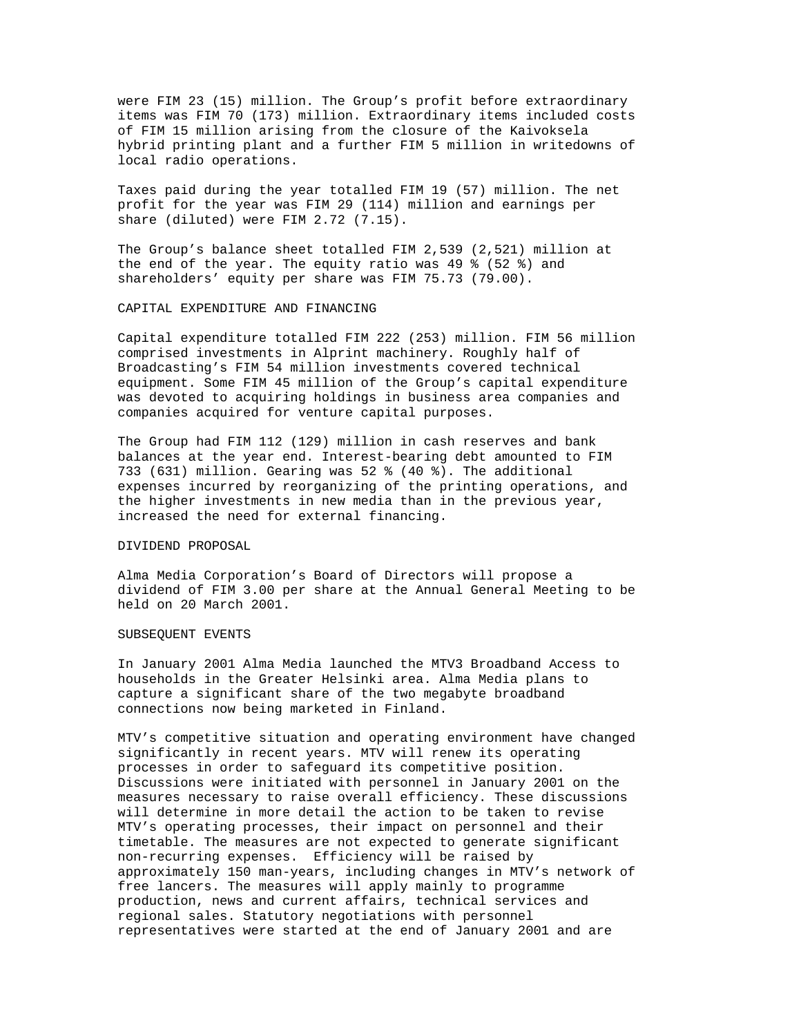were FIM 23 (15) million. The Group's profit before extraordinary items was FIM 70 (173) million. Extraordinary items included costs of FIM 15 million arising from the closure of the Kaivoksela hybrid printing plant and a further FIM 5 million in writedowns of local radio operations.

Taxes paid during the year totalled FIM 19 (57) million. The net profit for the year was FIM 29 (114) million and earnings per share (diluted) were FIM 2.72 (7.15).

The Group's balance sheet totalled FIM 2,539 (2,521) million at the end of the year. The equity ratio was 49 % (52 %) and shareholders' equity per share was FIM 75.73 (79.00).

## CAPITAL EXPENDITURE AND FINANCING

Capital expenditure totalled FIM 222 (253) million. FIM 56 million comprised investments in Alprint machinery. Roughly half of Broadcasting's FIM 54 million investments covered technical equipment. Some FIM 45 million of the Group's capital expenditure was devoted to acquiring holdings in business area companies and companies acquired for venture capital purposes.

The Group had FIM 112 (129) million in cash reserves and bank balances at the year end. Interest-bearing debt amounted to FIM 733 (631) million. Gearing was 52 % (40 %). The additional expenses incurred by reorganizing of the printing operations, and the higher investments in new media than in the previous year, increased the need for external financing.

## DIVIDEND PROPOSAL

Alma Media Corporation's Board of Directors will propose a dividend of FIM 3.00 per share at the Annual General Meeting to be held on 20 March 2001.

## SUBSEQUENT EVENTS

In January 2001 Alma Media launched the MTV3 Broadband Access to households in the Greater Helsinki area. Alma Media plans to capture a significant share of the two megabyte broadband connections now being marketed in Finland.

MTV's competitive situation and operating environment have changed significantly in recent years. MTV will renew its operating processes in order to safeguard its competitive position. Discussions were initiated with personnel in January 2001 on the measures necessary to raise overall efficiency. These discussions will determine in more detail the action to be taken to revise MTV's operating processes, their impact on personnel and their timetable. The measures are not expected to generate significant non-recurring expenses. Efficiency will be raised by approximately 150 man-years, including changes in MTV's network of free lancers. The measures will apply mainly to programme production, news and current affairs, technical services and regional sales. Statutory negotiations with personnel representatives were started at the end of January 2001 and are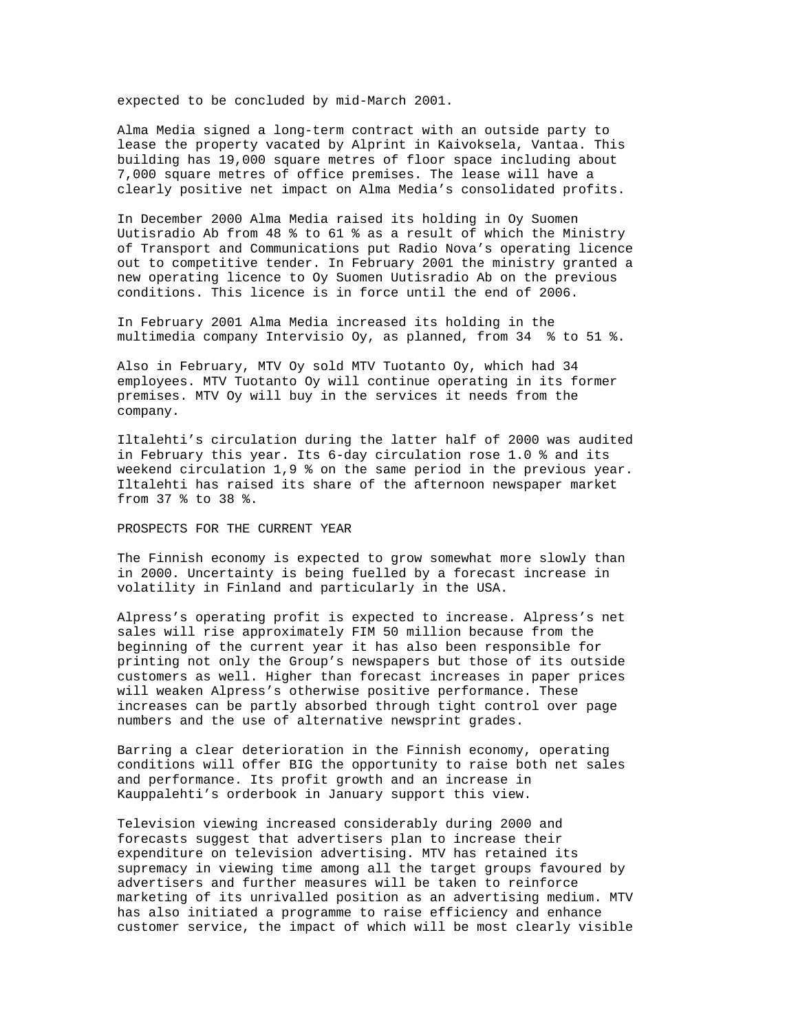expected to be concluded by mid-March 2001.

Alma Media signed a long-term contract with an outside party to lease the property vacated by Alprint in Kaivoksela, Vantaa. This building has 19,000 square metres of floor space including about 7,000 square metres of office premises. The lease will have a clearly positive net impact on Alma Media's consolidated profits.

In December 2000 Alma Media raised its holding in Oy Suomen Uutisradio Ab from 48 % to 61 % as a result of which the Ministry of Transport and Communications put Radio Nova's operating licence out to competitive tender. In February 2001 the ministry granted a new operating licence to Oy Suomen Uutisradio Ab on the previous conditions. This licence is in force until the end of 2006.

In February 2001 Alma Media increased its holding in the multimedia company Intervisio Oy, as planned, from 34 % to 51 %.

Also in February, MTV Oy sold MTV Tuotanto Oy, which had 34 employees. MTV Tuotanto Oy will continue operating in its former premises. MTV Oy will buy in the services it needs from the company.

Iltalehti's circulation during the latter half of 2000 was audited in February this year. Its 6-day circulation rose 1.0 % and its weekend circulation 1,9 % on the same period in the previous year. Iltalehti has raised its share of the afternoon newspaper market from 37 % to 38 %.

## PROSPECTS FOR THE CURRENT YEAR

The Finnish economy is expected to grow somewhat more slowly than in 2000. Uncertainty is being fuelled by a forecast increase in volatility in Finland and particularly in the USA.

Alpress's operating profit is expected to increase. Alpress's net sales will rise approximately FIM 50 million because from the beginning of the current year it has also been responsible for printing not only the Group's newspapers but those of its outside customers as well. Higher than forecast increases in paper prices will weaken Alpress's otherwise positive performance. These increases can be partly absorbed through tight control over page numbers and the use of alternative newsprint grades.

Barring a clear deterioration in the Finnish economy, operating conditions will offer BIG the opportunity to raise both net sales and performance. Its profit growth and an increase in Kauppalehti's orderbook in January support this view.

Television viewing increased considerably during 2000 and forecasts suggest that advertisers plan to increase their expenditure on television advertising. MTV has retained its supremacy in viewing time among all the target groups favoured by advertisers and further measures will be taken to reinforce marketing of its unrivalled position as an advertising medium. MTV has also initiated a programme to raise efficiency and enhance customer service, the impact of which will be most clearly visible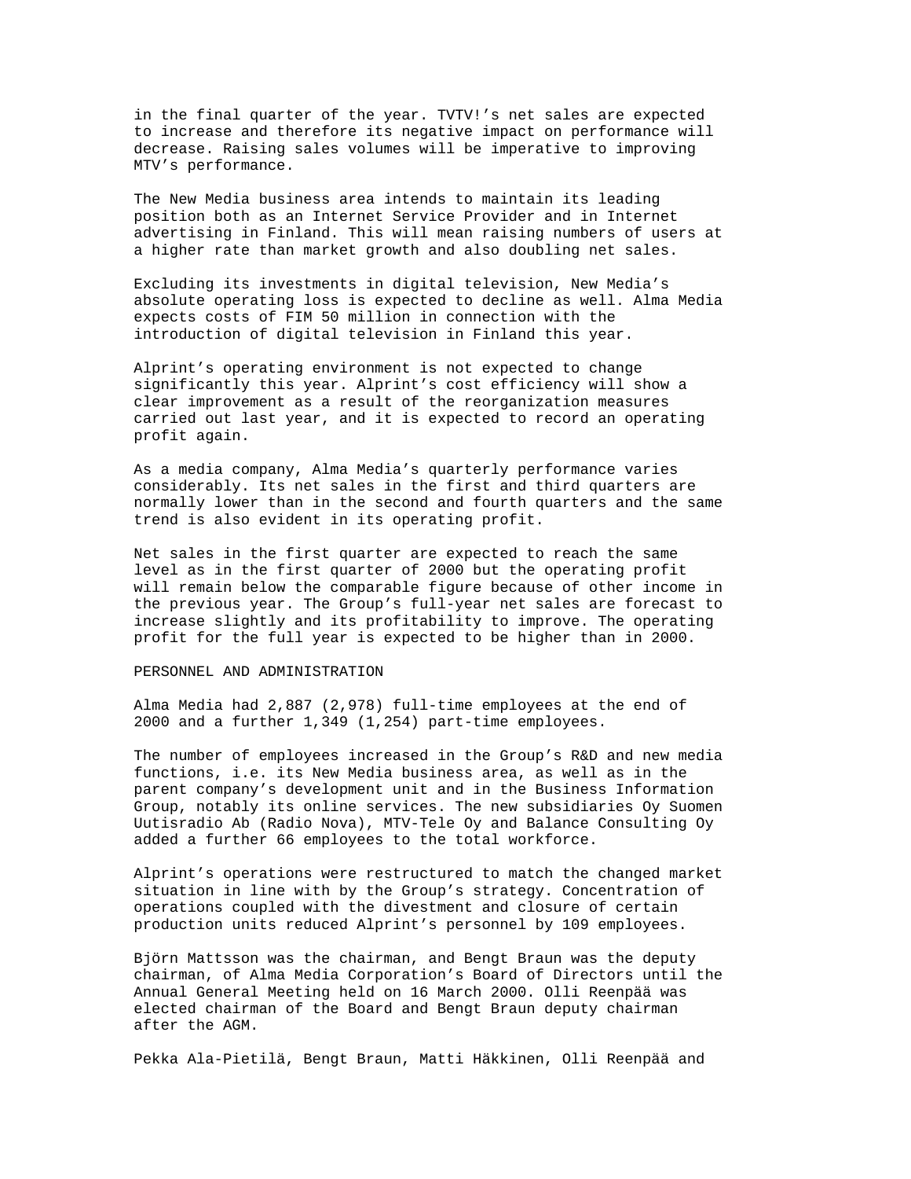in the final quarter of the year. TVTV!'s net sales are expected to increase and therefore its negative impact on performance will decrease. Raising sales volumes will be imperative to improving MTV's performance.

The New Media business area intends to maintain its leading position both as an Internet Service Provider and in Internet advertising in Finland. This will mean raising numbers of users at a higher rate than market growth and also doubling net sales.

Excluding its investments in digital television, New Media's absolute operating loss is expected to decline as well. Alma Media expects costs of FIM 50 million in connection with the introduction of digital television in Finland this year.

Alprint's operating environment is not expected to change significantly this year. Alprint's cost efficiency will show a clear improvement as a result of the reorganization measures carried out last year, and it is expected to record an operating profit again.

As a media company, Alma Media's quarterly performance varies considerably. Its net sales in the first and third quarters are normally lower than in the second and fourth quarters and the same trend is also evident in its operating profit.

Net sales in the first quarter are expected to reach the same level as in the first quarter of 2000 but the operating profit will remain below the comparable figure because of other income in the previous year. The Group's full-year net sales are forecast to increase slightly and its profitability to improve. The operating profit for the full year is expected to be higher than in 2000.

## PERSONNEL AND ADMINISTRATION

Alma Media had 2,887 (2,978) full-time employees at the end of 2000 and a further 1,349 (1,254) part-time employees.

The number of employees increased in the Group's R&D and new media functions, i.e. its New Media business area, as well as in the parent company's development unit and in the Business Information Group, notably its online services. The new subsidiaries Oy Suomen Uutisradio Ab (Radio Nova), MTV-Tele Oy and Balance Consulting Oy added a further 66 employees to the total workforce.

Alprint's operations were restructured to match the changed market situation in line with by the Group's strategy. Concentration of operations coupled with the divestment and closure of certain production units reduced Alprint's personnel by 109 employees.

Björn Mattsson was the chairman, and Bengt Braun was the deputy chairman, of Alma Media Corporation's Board of Directors until the Annual General Meeting held on 16 March 2000. Olli Reenpää was elected chairman of the Board and Bengt Braun deputy chairman after the AGM.

Pekka Ala-Pietilä, Bengt Braun, Matti Häkkinen, Olli Reenpää and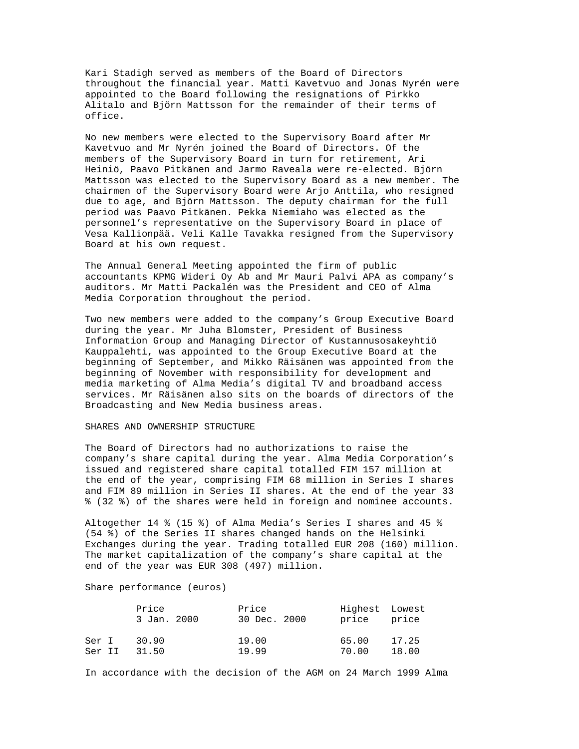Kari Stadigh served as members of the Board of Directors throughout the financial year. Matti Kavetvuo and Jonas Nyrén were appointed to the Board following the resignations of Pirkko Alitalo and Björn Mattsson for the remainder of their terms of office.

No new members were elected to the Supervisory Board after Mr Kavetvuo and Mr Nyrén joined the Board of Directors. Of the members of the Supervisory Board in turn for retirement, Ari Heiniö, Paavo Pitkänen and Jarmo Raveala were re-elected. Björn Mattsson was elected to the Supervisory Board as a new member. The chairmen of the Supervisory Board were Arjo Anttila, who resigned due to age, and Björn Mattsson. The deputy chairman for the full period was Paavo Pitkänen. Pekka Niemiaho was elected as the personnel's representative on the Supervisory Board in place of Vesa Kallionpää. Veli Kalle Tavakka resigned from the Supervisory Board at his own request.

The Annual General Meeting appointed the firm of public accountants KPMG Wideri Oy Ab and Mr Mauri Palvi APA as company's auditors. Mr Matti Packalén was the President and CEO of Alma Media Corporation throughout the period.

Two new members were added to the company's Group Executive Board during the year. Mr Juha Blomster, President of Business Information Group and Managing Director of Kustannusosakeyhtiö Kauppalehti, was appointed to the Group Executive Board at the beginning of September, and Mikko Räisänen was appointed from the beginning of November with responsibility for development and media marketing of Alma Media's digital TV and broadband access services. Mr Räisänen also sits on the boards of directors of the Broadcasting and New Media business areas.

## SHARES AND OWNERSHIP STRUCTURE

The Board of Directors had no authorizations to raise the company's share capital during the year. Alma Media Corporation's issued and registered share capital totalled FIM 157 million at the end of the year, comprising FIM 68 million in Series I shares and FIM 89 million in Series II shares. At the end of the year 33 % (32 %) of the shares were held in foreign and nominee accounts.

Altogether 14 % (15 %) of Alma Media's Series I shares and 45 % (54 %) of the Series II shares changed hands on the Helsinki Exchanges during the year. Trading totalled EUR 208 (160) million. The market capitalization of the company's share capital at the end of the year was EUR 308 (497) million.

Share performance (euros)

| | Price 3 Jan. 2000 | Price 30 Dec. 2000 | Highest price | Lowest price |
|---|---|---|---|---|
| Ser I | 30.90 | 19.00 | 65.00 | 17.25 |
| Ser II | 31.50 | 19.99 | 70.00 | 18.00 |

In accordance with the decision of the AGM on 24 March 1999 Alma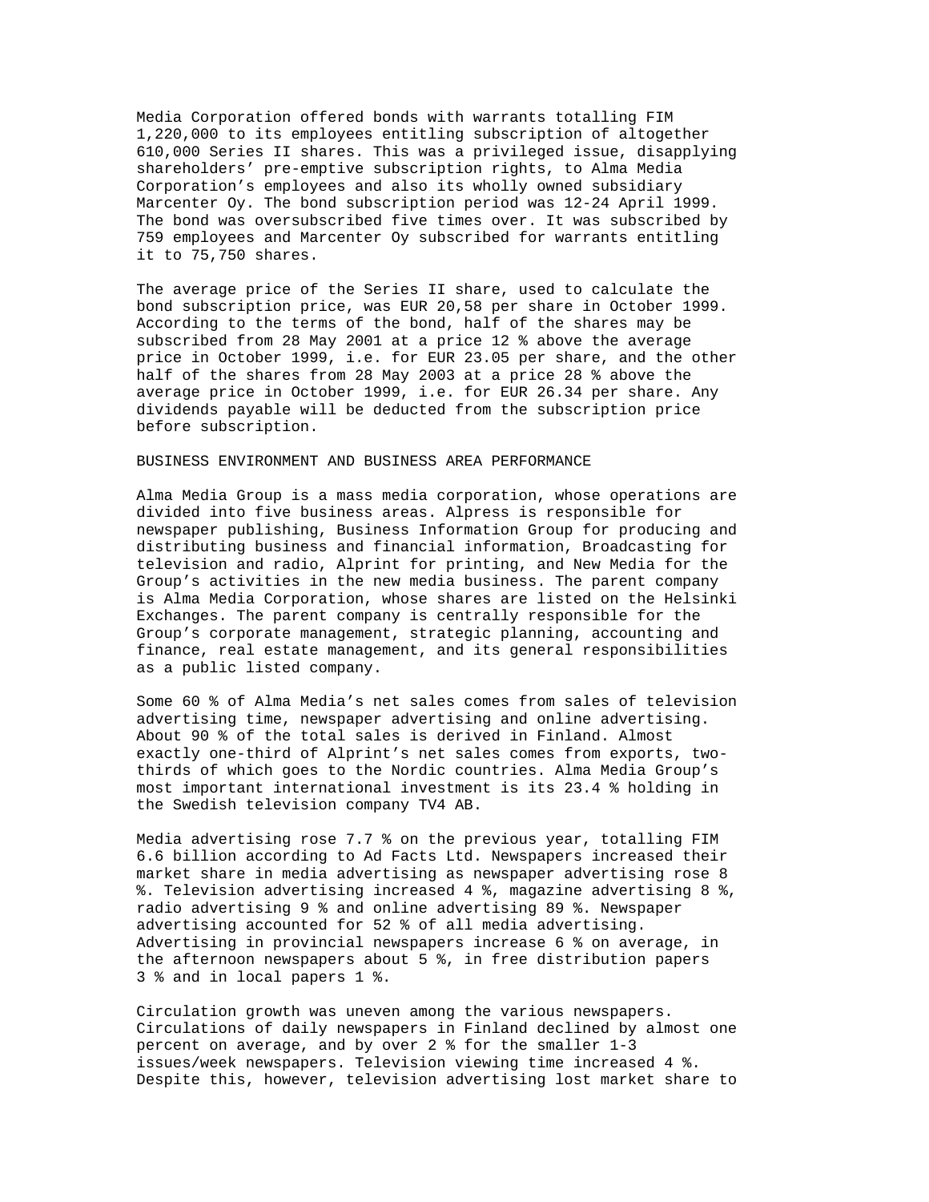Media Corporation offered bonds with warrants totalling FIM 1,220,000 to its employees entitling subscription of altogether 610,000 Series II shares. This was a privileged issue, disapplying shareholders' pre-emptive subscription rights, to Alma Media Corporation's employees and also its wholly owned subsidiary Marcenter Oy. The bond subscription period was 12-24 April 1999. The bond was oversubscribed five times over. It was subscribed by 759 employees and Marcenter Oy subscribed for warrants entitling it to 75,750 shares.

The average price of the Series II share, used to calculate the bond subscription price, was EUR 20,58 per share in October 1999. According to the terms of the bond, half of the shares may be subscribed from 28 May 2001 at a price 12 % above the average price in October 1999, i.e. for EUR 23.05 per share, and the other half of the shares from 28 May 2003 at a price 28 % above the average price in October 1999, i.e. for EUR 26.34 per share. Any dividends payable will be deducted from the subscription price before subscription.

## BUSINESS ENVIRONMENT AND BUSINESS AREA PERFORMANCE

Alma Media Group is a mass media corporation, whose operations are divided into five business areas. Alpress is responsible for newspaper publishing, Business Information Group for producing and distributing business and financial information, Broadcasting for television and radio, Alprint for printing, and New Media for the Group's activities in the new media business. The parent company is Alma Media Corporation, whose shares are listed on the Helsinki Exchanges. The parent company is centrally responsible for the Group's corporate management, strategic planning, accounting and finance, real estate management, and its general responsibilities as a public listed company.

Some 60 % of Alma Media's net sales comes from sales of television advertising time, newspaper advertising and online advertising. About 90 % of the total sales is derived in Finland. Almost exactly one-third of Alprint's net sales comes from exports, two-thirds of which goes to the Nordic countries. Alma Media Group's most important international investment is its 23.4 % holding in the Swedish television company TV4 AB.

Media advertising rose 7.7 % on the previous year, totalling FIM 6.6 billion according to Ad Facts Ltd. Newspapers increased their market share in media advertising as newspaper advertising rose 8 %. Television advertising increased 4 %, magazine advertising 8 %, radio advertising 9 % and online advertising 89 %. Newspaper advertising accounted for 52 % of all media advertising. Advertising in provincial newspapers increase 6 % on average, in the afternoon newspapers about 5 %, in free distribution papers 3 % and in local papers 1 %.

Circulation growth was uneven among the various newspapers. Circulations of daily newspapers in Finland declined by almost one percent on average, and by over 2 % for the smaller 1-3 issues/week newspapers. Television viewing time increased 4 %. Despite this, however, television advertising lost market share to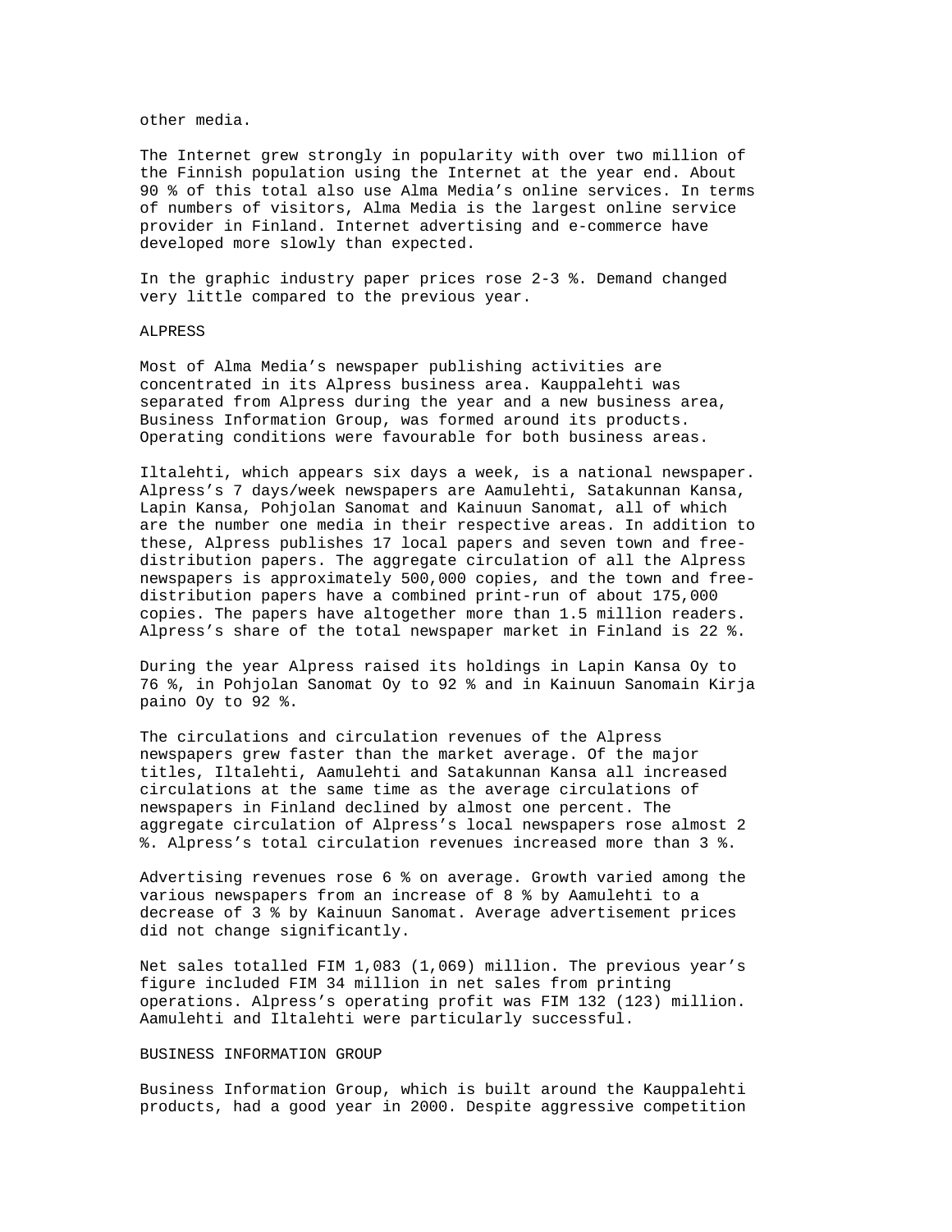other media.

The Internet grew strongly in popularity with over two million of the Finnish population using the Internet at the year end. About 90 % of this total also use Alma Media's online services. In terms of numbers of visitors, Alma Media is the largest online service provider in Finland. Internet advertising and e-commerce have developed more slowly than expected.

In the graphic industry paper prices rose 2-3 %. Demand changed very little compared to the previous year.

## ALPRESS

Most of Alma Media's newspaper publishing activities are concentrated in its Alpress business area. Kauppalehti was separated from Alpress during the year and a new business area, Business Information Group, was formed around its products. Operating conditions were favourable for both business areas.

Iltalehti, which appears six days a week, is a national newspaper. Alpress's 7 days/week newspapers are Aamulehti, Satakunnan Kansa, Lapin Kansa, Pohjolan Sanomat and Kainuun Sanomat, all of which are the number one media in their respective areas. In addition to these, Alpress publishes 17 local papers and seven town and free-distribution papers. The aggregate circulation of all the Alpress newspapers is approximately 500,000 copies, and the town and free-distribution papers have a combined print-run of about 175,000 copies. The papers have altogether more than 1.5 million readers. Alpress's share of the total newspaper market in Finland is 22 %.

During the year Alpress raised its holdings in Lapin Kansa Oy to 76 %, in Pohjolan Sanomat Oy to 92 % and in Kainuun Sanomain Kirja paino Oy to 92 %.

The circulations and circulation revenues of the Alpress newspapers grew faster than the market average. Of the major titles, Iltalehti, Aamulehti and Satakunnan Kansa all increased circulations at the same time as the average circulations of newspapers in Finland declined by almost one percent. The aggregate circulation of Alpress's local newspapers rose almost 2 %. Alpress's total circulation revenues increased more than 3 %.

Advertising revenues rose 6 % on average. Growth varied among the various newspapers from an increase of 8 % by Aamulehti to a decrease of 3 % by Kainuun Sanomat. Average advertisement prices did not change significantly.

Net sales totalled FIM 1,083 (1,069) million. The previous year's figure included FIM 34 million in net sales from printing operations. Alpress's operating profit was FIM 132 (123) million. Aamulehti and Iltalehti were particularly successful.

## BUSINESS INFORMATION GROUP

Business Information Group, which is built around the Kauppalehti products, had a good year in 2000. Despite aggressive competition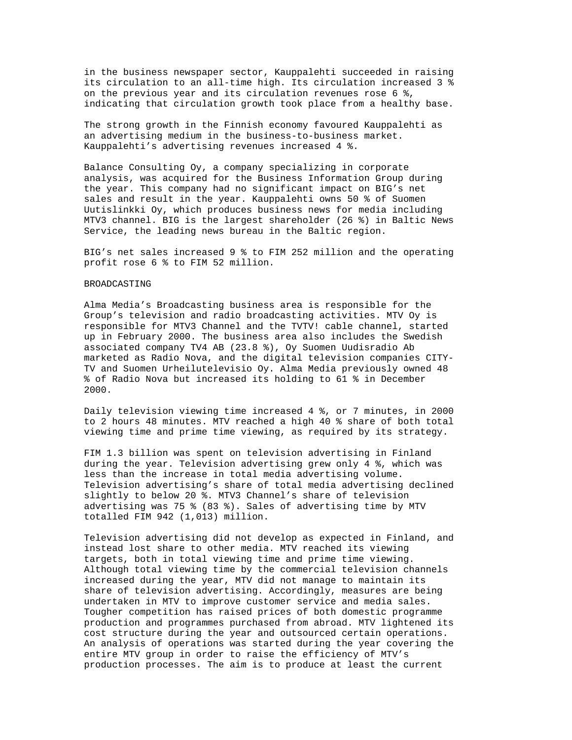in the business newspaper sector, Kauppalehti succeeded in raising its circulation to an all-time high. Its circulation increased 3 % on the previous year and its circulation revenues rose 6 %, indicating that circulation growth took place from a healthy base.

The strong growth in the Finnish economy favoured Kauppalehti as an advertising medium in the business-to-business market. Kauppalehti's advertising revenues increased 4 %.

Balance Consulting Oy, a company specializing in corporate analysis, was acquired for the Business Information Group during the year. This company had no significant impact on BIG's net sales and result in the year. Kauppalehti owns 50 % of Suomen Uutislinkki Oy, which produces business news for media including MTV3 channel. BIG is the largest shareholder (26 %) in Baltic News Service, the leading news bureau in the Baltic region.

BIG's net sales increased 9 % to FIM 252 million and the operating profit rose 6 % to FIM 52 million.

## BROADCASTING

Alma Media's Broadcasting business area is responsible for the Group's television and radio broadcasting activities. MTV Oy is responsible for MTV3 Channel and the TVTV! cable channel, started up in February 2000. The business area also includes the Swedish associated company TV4 AB (23.8 %), Oy Suomen Uudisradio Ab marketed as Radio Nova, and the digital television companies CITY-TV and Suomen Urheilutelevisio Oy. Alma Media previously owned 48 % of Radio Nova but increased its holding to 61 % in December 2000.

Daily television viewing time increased 4 %, or 7 minutes, in 2000 to 2 hours 48 minutes. MTV reached a high 40 % share of both total viewing time and prime time viewing, as required by its strategy.

FIM 1.3 billion was spent on television advertising in Finland during the year. Television advertising grew only 4 %, which was less than the increase in total media advertising volume. Television advertising's share of total media advertising declined slightly to below 20 %. MTV3 Channel's share of television advertising was 75 % (83 %). Sales of advertising time by MTV totalled FIM 942 (1,013) million.

Television advertising did not develop as expected in Finland, and instead lost share to other media. MTV reached its viewing targets, both in total viewing time and prime time viewing. Although total viewing time by the commercial television channels increased during the year, MTV did not manage to maintain its share of television advertising. Accordingly, measures are being undertaken in MTV to improve customer service and media sales. Tougher competition has raised prices of both domestic programme production and programmes purchased from abroad. MTV lightened its cost structure during the year and outsourced certain operations. An analysis of operations was started during the year covering the entire MTV group in order to raise the efficiency of MTV's production processes. The aim is to produce at least the current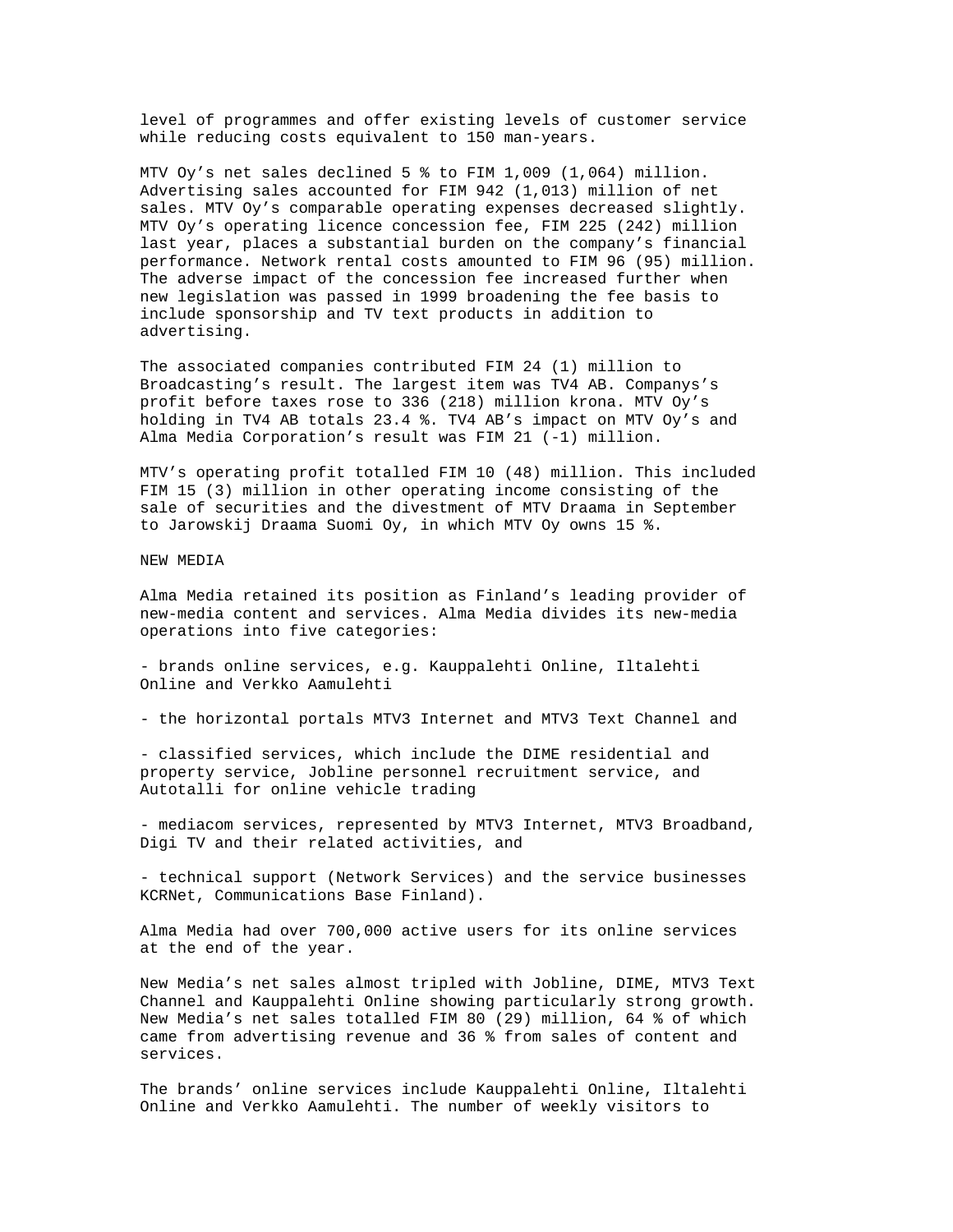level of programmes and offer existing levels of customer service while reducing costs equivalent to 150 man-years.

MTV Oy's net sales declined 5 % to FIM 1,009 (1,064) million. Advertising sales accounted for FIM 942 (1,013) million of net sales. MTV Oy's comparable operating expenses decreased slightly. MTV Oy's operating licence concession fee, FIM 225 (242) million last year, places a substantial burden on the company's financial performance. Network rental costs amounted to FIM 96 (95) million. The adverse impact of the concession fee increased further when new legislation was passed in 1999 broadening the fee basis to include sponsorship and TV text products in addition to advertising.

The associated companies contributed FIM 24 (1) million to Broadcasting's result. The largest item was TV4 AB. Companys's profit before taxes rose to 336 (218) million krona. MTV Oy's holding in TV4 AB totals 23.4 %. TV4 AB's impact on MTV Oy's and Alma Media Corporation's result was FIM 21 (-1) million.

MTV's operating profit totalled FIM 10 (48) million. This included FIM 15 (3) million in other operating income consisting of the sale of securities and the divestment of MTV Draama in September to Jarowskij Draama Suomi Oy, in which MTV Oy owns 15 %.

NEW MEDIA

Alma Media retained its position as Finland's leading provider of new-media content and services. Alma Media divides its new-media operations into five categories:

- brands online services, e.g. Kauppalehti Online, Iltalehti Online and Verkko Aamulehti

- the horizontal portals MTV3 Internet and MTV3 Text Channel and

- classified services, which include the DIME residential and property service, Jobline personnel recruitment service, and Autotalli for online vehicle trading

- mediacom services, represented by MTV3 Internet, MTV3 Broadband, Digi TV and their related activities, and

- technical support (Network Services) and the service businesses KCRNet, Communications Base Finland).

Alma Media had over 700,000 active users for its online services at the end of the year.

New Media's net sales almost tripled with Jobline, DIME, MTV3 Text Channel and Kauppalehti Online showing particularly strong growth. New Media's net sales totalled FIM 80 (29) million, 64 % of which came from advertising revenue and 36 % from sales of content and services.

The brands' online services include Kauppalehti Online, Iltalehti Online and Verkko Aamulehti. The number of weekly visitors to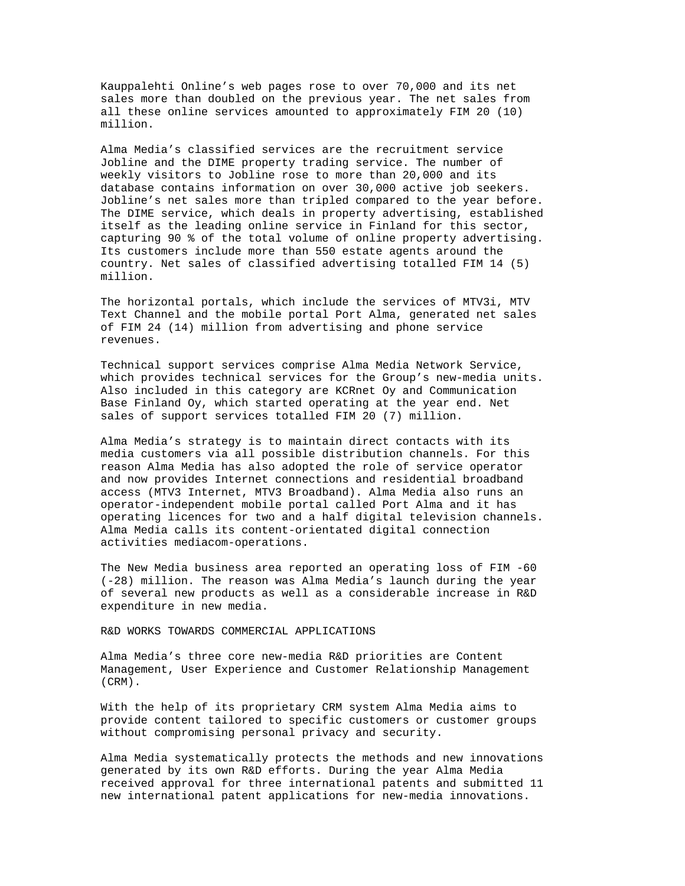Kauppalehti Online's web pages rose to over 70,000 and its net sales more than doubled on the previous year. The net sales from all these online services amounted to approximately FIM 20 (10) million.

Alma Media's classified services are the recruitment service Jobline and the DIME property trading service. The number of weekly visitors to Jobline rose to more than 20,000 and its database contains information on over 30,000 active job seekers. Jobline's net sales more than tripled compared to the year before. The DIME service, which deals in property advertising, established itself as the leading online service in Finland for this sector, capturing 90 % of the total volume of online property advertising. Its customers include more than 550 estate agents around the country. Net sales of classified advertising totalled FIM 14 (5) million.

The horizontal portals, which include the services of MTV3i, MTV Text Channel and the mobile portal Port Alma, generated net sales of FIM 24 (14) million from advertising and phone service revenues.

Technical support services comprise Alma Media Network Service, which provides technical services for the Group's new-media units. Also included in this category are KCRnet Oy and Communication Base Finland Oy, which started operating at the year end. Net sales of support services totalled FIM 20 (7) million.

Alma Media's strategy is to maintain direct contacts with its media customers via all possible distribution channels. For this reason Alma Media has also adopted the role of service operator and now provides Internet connections and residential broadband access (MTV3 Internet, MTV3 Broadband). Alma Media also runs an operator-independent mobile portal called Port Alma and it has operating licences for two and a half digital television channels. Alma Media calls its content-orientated digital connection activities mediacom-operations.

The New Media business area reported an operating loss of FIM -60 (-28) million. The reason was Alma Media's launch during the year of several new products as well as a considerable increase in R&D expenditure in new media.

## R&D WORKS TOWARDS COMMERCIAL APPLICATIONS

Alma Media's three core new-media R&D priorities are Content Management, User Experience and Customer Relationship Management (CRM).

With the help of its proprietary CRM system Alma Media aims to provide content tailored to specific customers or customer groups without compromising personal privacy and security.

Alma Media systematically protects the methods and new innovations generated by its own R&D efforts. During the year Alma Media received approval for three international patents and submitted 11 new international patent applications for new-media innovations.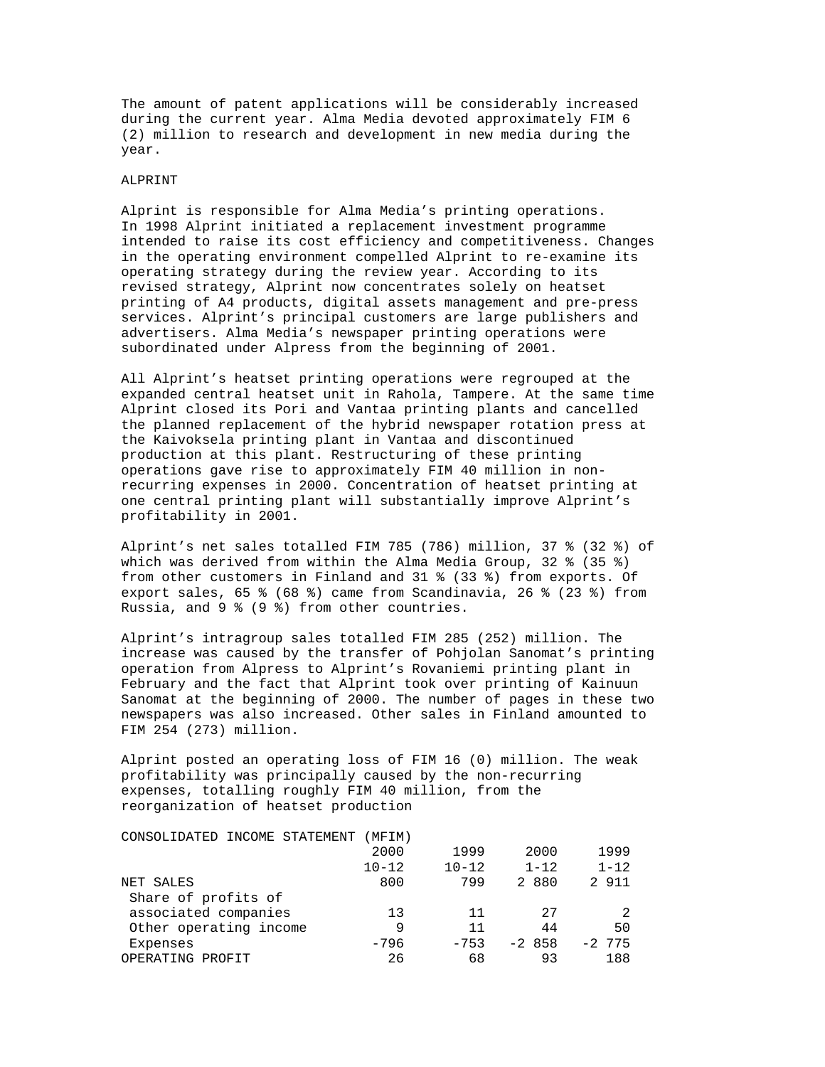The amount of patent applications will be considerably increased during the current year. Alma Media devoted approximately FIM 6 (2) million to research and development in new media during the year.

## ALPRINT

Alprint is responsible for Alma Media's printing operations. In 1998 Alprint initiated a replacement investment programme intended to raise its cost efficiency and competitiveness. Changes in the operating environment compelled Alprint to re-examine its operating strategy during the review year. According to its revised strategy, Alprint now concentrates solely on heatset printing of A4 products, digital assets management and pre-press services. Alprint's principal customers are large publishers and advertisers. Alma Media's newspaper printing operations were subordinated under Alpress from the beginning of 2001.

All Alprint's heatset printing operations were regrouped at the expanded central heatset unit in Rahola, Tampere. At the same time Alprint closed its Pori and Vantaa printing plants and cancelled the planned replacement of the hybrid newspaper rotation press at the Kaivoksela printing plant in Vantaa and discontinued production at this plant. Restructuring of these printing operations gave rise to approximately FIM 40 million in non-recurring expenses in 2000. Concentration of heatset printing at one central printing plant will substantially improve Alprint's profitability in 2001.

Alprint's net sales totalled FIM 785 (786) million, 37 % (32 %) of which was derived from within the Alma Media Group, 32 % (35 %) from other customers in Finland and 31 % (33 %) from exports. Of export sales, 65 % (68 %) came from Scandinavia, 26 % (23 %) from Russia, and 9 % (9 %) from other countries.

Alprint's intragroup sales totalled FIM 285 (252) million. The increase was caused by the transfer of Pohjolan Sanomat's printing operation from Alpress to Alprint's Rovaniemi printing plant in February and the fact that Alprint took over printing of Kainuun Sanomat at the beginning of 2000. The number of pages in these two newspapers was also increased. Other sales in Finland amounted to FIM 254 (273) million.

Alprint posted an operating loss of FIM 16 (0) million. The weak profitability was principally caused by the non-recurring expenses, totalling roughly FIM 40 million, from the reorganization of heatset production

CONSOLIDATED INCOME STATEMENT (MFIM)

| | 2000 10-12 | 1999 10-12 | 2000 1-12 | 1999 1-12 |
|---|---|---|---|---|
| NET SALES | 800 | 799 | 2 880 | 2 911 |
| Share of profits of associated companies | 13 | 11 | 27 | 2 |
| Other operating income | 9 | 11 | 44 | 50 |
| Expenses | -796 | -753 | -2 858 | -2 775 |
| OPERATING PROFIT | 26 | 68 | 93 | 188 |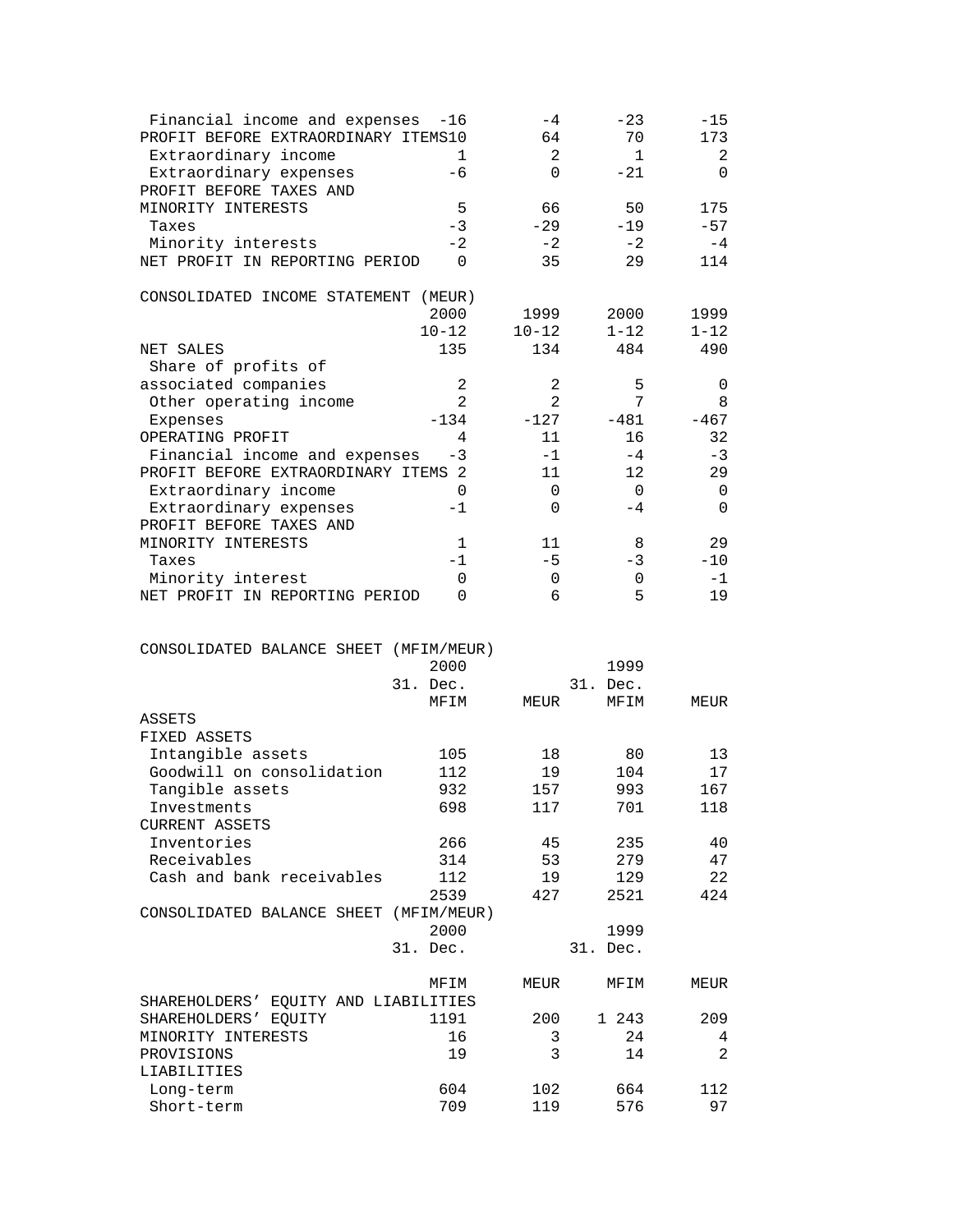| | | | | |
|---|---|---|---|---|
| Financial income and expenses | -16 | -4 | -23 | -15 |
| PROFIT BEFORE EXTRAORDINARY ITEMS | 10 | 64 | 70 | 173 |
| Extraordinary income | 1 | 2 | 1 | 2 |
| Extraordinary expenses | -6 | 0 | -21 | 0 |
| PROFIT BEFORE TAXES AND MINORITY INTERESTS | 5 | 66 | 50 | 175 |
| Taxes | -3 | -29 | -19 | -57 |
| Minority interests | -2 | -2 | -2 | -4 |
| NET PROFIT IN REPORTING PERIOD | 0 | 35 | 29 | 114 |

CONSOLIDATED INCOME STATEMENT (MEUR)

| | 2000 10-12 | 1999 10-12 | 2000 1-12 | 1999 1-12 |
|---|---|---|---|---|
| NET SALES | 135 | 134 | 484 | 490 |
| Share of profits of associated companies | 2 | 2 | 5 | 0 |
| Other operating income | 2 | 2 | 7 | 8 |
| Expenses | -134 | -127 | -481 | -467 |
| OPERATING PROFIT | 4 | 11 | 16 | 32 |
| Financial income and expenses | -3 | -1 | -4 | -3 |
| PROFIT BEFORE EXTRAORDINARY ITEMS | 2 | 11 | 12 | 29 |
| Extraordinary income | 0 | 0 | 0 | 0 |
| Extraordinary expenses | -1 | 0 | -4 | 0 |
| PROFIT BEFORE TAXES AND MINORITY INTERESTS | 1 | 11 | 8 | 29 |
| Taxes | -1 | -5 | -3 | -10 |
| Minority interest | 0 | 0 | 0 | -1 |
| NET PROFIT IN REPORTING PERIOD | 0 | 6 | 5 | 19 |

CONSOLIDATED BALANCE SHEET (MFIM/MEUR)

| | 2000 31. Dec. MFIM | MEUR | 1999 31. Dec. MFIM | MEUR |
|---|---|---|---|---|
| ASSETS | | | | |
| FIXED ASSETS | | | | |
| Intangible assets | 105 | 18 | 80 | 13 |
| Goodwill on consolidation | 112 | 19 | 104 | 17 |
| Tangible assets | 932 | 157 | 993 | 167 |
| Investments | 698 | 117 | 701 | 118 |
| CURRENT ASSETS | | | | |
| Inventories | 266 | 45 | 235 | 40 |
| Receivables | 314 | 53 | 279 | 47 |
| Cash and bank receivables | 112 | 19 | 129 | 22 |
| | 2539 | 427 | 2521 | 424 |

CONSOLIDATED BALANCE SHEET (MFIM/MEUR)

| | 2000 31. Dec. MFIM | MEUR | 1999 31. Dec. MFIM | MEUR |
|---|---|---|---|---|
| SHAREHOLDERS' EQUITY AND LIABILITIES | | | | |
| SHAREHOLDERS' EQUITY | 1191 | 200 | 1 243 | 209 |
| MINORITY INTERESTS | 16 | 3 | 24 | 4 |
| PROVISIONS | 19 | 3 | 14 | 2 |
| LIABILITIES | | | | |
| Long-term | 604 | 102 | 664 | 112 |
| Short-term | 709 | 119 | 576 | 97 |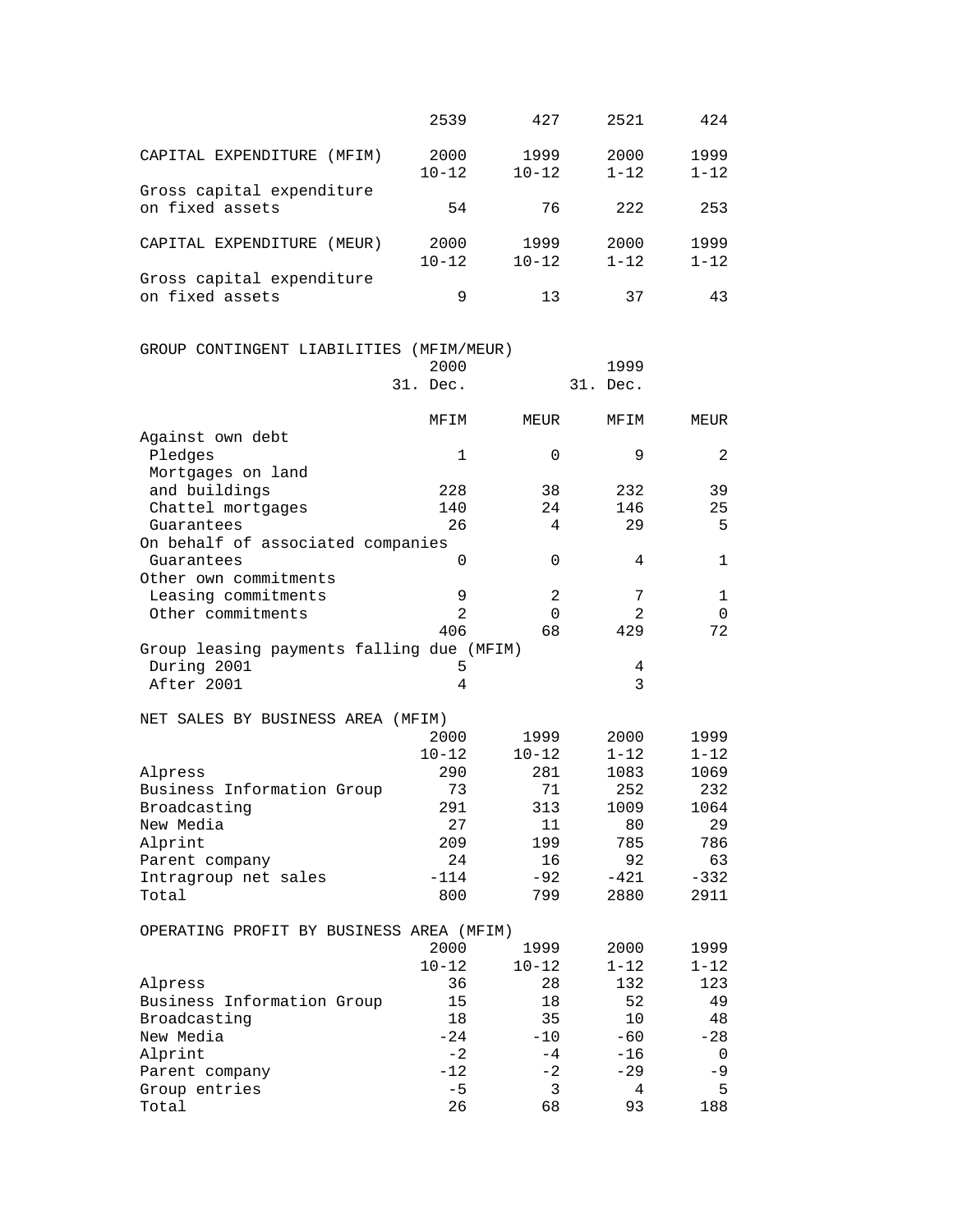| | | | | |
|---|---|---|---|---|
| | 2539 | 427 | 2521 | 424 |

| CAPITAL EXPENDITURE (MFIM) | 2000 10-12 | 1999 10-12 | 2000 1-12 | 1999 1-12 |
|---|---|---|---|---|
| Gross capital expenditure on fixed assets | 54 | 76 | 222 | 253 |

| CAPITAL EXPENDITURE (MEUR) | 2000 10-12 | 1999 10-12 | 2000 1-12 | 1999 1-12 |
|---|---|---|---|---|
| Gross capital expenditure on fixed assets | 9 | 13 | 37 | 43 |

GROUP CONTINGENT LIABILITIES (MFIM/MEUR)

| | 2000 31. Dec. | | 1999 31. Dec. | |
|---|---|---|---|---|
| | MFIM | MEUR | MFIM | MEUR |
| Against own debt | | | | |
| Pledges | 1 | 0 | 9 | 2 |
| Mortgages on land and buildings | 228 | 38 | 232 | 39 |
| Chattel mortgages | 140 | 24 | 146 | 25 |
| Guarantees | 26 | 4 | 29 | 5 |
| On behalf of associated companies | | | | |
| Guarantees | 0 | 0 | 4 | 1 |
| Other own commitments | | | | |
| Leasing commitments | 9 | 2 | 7 | 1 |
| Other commitments | 2 | 0 | 2 | 0 |
| | 406 | 68 | 429 | 72 |
| Group leasing payments falling due (MFIM) | | | | |
| During 2001 | 5 | | 4 | |
| After 2001 | 4 | | 3 | |

NET SALES BY BUSINESS AREA (MFIM)

| | 2000 10-12 | 1999 10-12 | 2000 1-12 | 1999 1-12 |
|---|---|---|---|---|
| Alpress | 290 | 281 | 1083 | 1069 |
| Business Information Group | 73 | 71 | 252 | 232 |
| Broadcasting | 291 | 313 | 1009 | 1064 |
| New Media | 27 | 11 | 80 | 29 |
| Alprint | 209 | 199 | 785 | 786 |
| Parent company | 24 | 16 | 92 | 63 |
| Intragroup net sales | -114 | -92 | -421 | -332 |
| Total | 800 | 799 | 2880 | 2911 |

OPERATING PROFIT BY BUSINESS AREA (MFIM)

| | 2000 10-12 | 1999 10-12 | 2000 1-12 | 1999 1-12 |
|---|---|---|---|---|
| Alpress | 36 | 28 | 132 | 123 |
| Business Information Group | 15 | 18 | 52 | 49 |
| Broadcasting | 18 | 35 | 10 | 48 |
| New Media | -24 | -10 | -60 | -28 |
| Alprint | -2 | -4 | -16 | 0 |
| Parent company | -12 | -2 | -29 | -9 |
| Group entries | -5 | 3 | 4 | 5 |
| Total | 26 | 68 | 93 | 188 |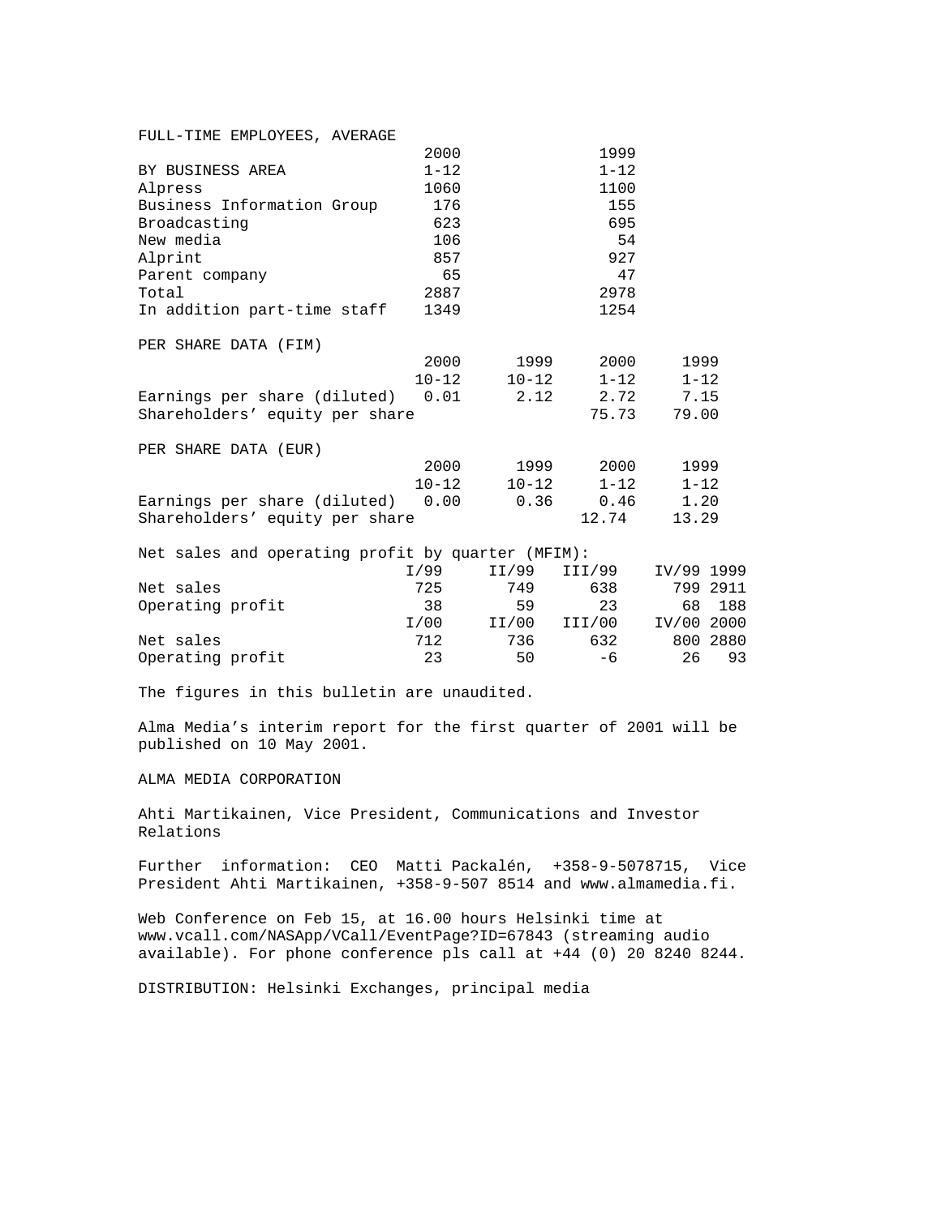FULL-TIME EMPLOYEES, AVERAGE

| BY BUSINESS AREA | 2000 1-12 | 1999 1-12 |
|---|---|---|
| Alpress | 1060 | 1100 |
| Business Information Group | 176 | 155 |
| Broadcasting | 623 | 695 |
| New media | 106 | 54 |
| Alprint | 857 | 927 |
| Parent company | 65 | 47 |
| Total | 2887 | 2978 |
| In addition part-time staff | 1349 | 1254 |

PER SHARE DATA (FIM)

| | 2000 10-12 | 1999 10-12 | 2000 1-12 | 1999 1-12 |
|---|---|---|---|---|
| Earnings per share (diluted) | 0.01 | 2.12 | 2.72 | 7.15 |
| Shareholders' equity per share | | | 75.73 | 79.00 |

PER SHARE DATA (EUR)

| | 2000 10-12 | 1999 10-12 | 2000 1-12 | 1999 1-12 |
|---|---|---|---|---|
| Earnings per share (diluted) | 0.00 | 0.36 | 0.46 | 1.20 |
| Shareholders' equity per share | | | 12.74 | 13.29 |

Net sales and operating profit by quarter (MFIM):

| | I/99 | II/99 | III/99 | IV/99 | 1999 |
|---|---|---|---|---|---|
| Net sales | 725 | 749 | 638 | 799 | 2911 |
| Operating profit | 38 | 59 | 23 | 68 | 188 |
| | I/00 | II/00 | III/00 | IV/00 | 2000 |
| Net sales | 712 | 736 | 632 | 800 | 2880 |
| Operating profit | 23 | 50 | -6 | 26 | 93 |

The figures in this bulletin are unaudited.

Alma Media's interim report for the first quarter of 2001 will be published on 10 May 2001.

ALMA MEDIA CORPORATION

Ahti Martikainen, Vice President, Communications and Investor Relations

Further information: CEO Matti Packalén, +358-9-5078715, Vice President Ahti Martikainen, +358-9-507 8514 and www.almamedia.fi.

Web Conference on Feb 15, at 16.00 hours Helsinki time at www.vcall.com/NASApp/VCall/EventPage?ID=67843 (streaming audio available). For phone conference pls call at +44 (0) 20 8240 8244.

DISTRIBUTION: Helsinki Exchanges, principal media